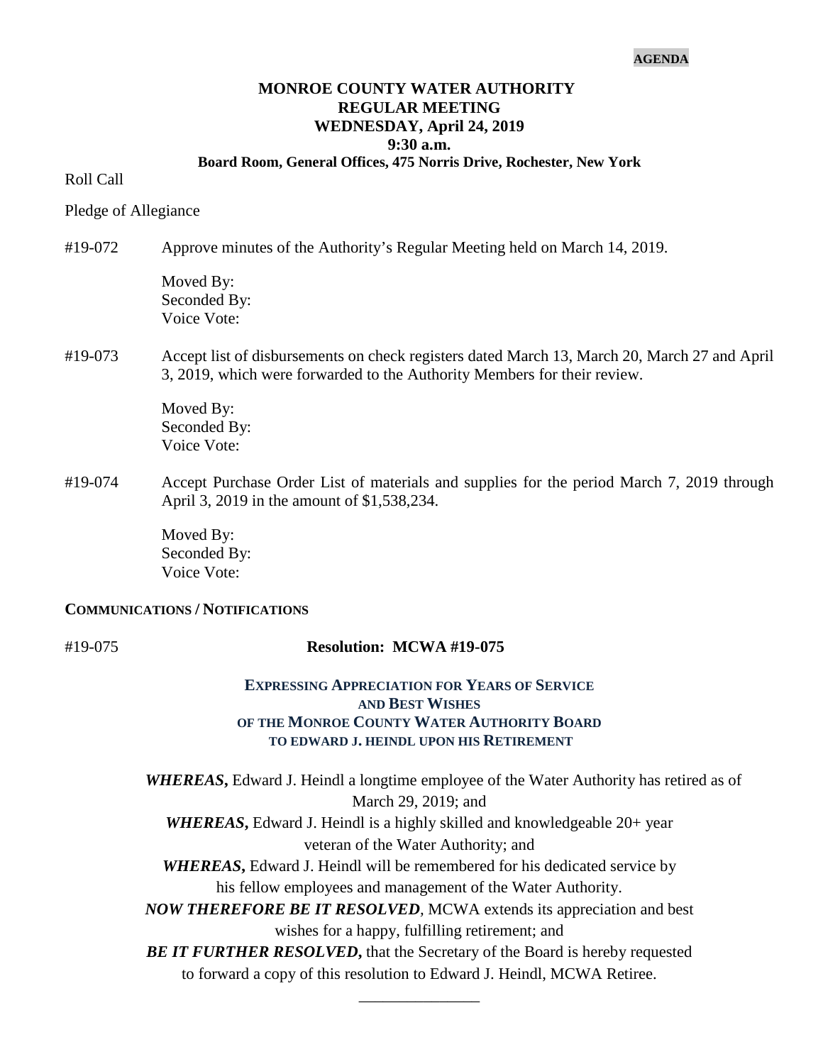AGENDA

# MONROE COUNTY WATER AUTHORITY
## REGULAR MEETING
## WEDNESDAY, April 24, 2019
## 9:30 a.m.
**Board Room, General Offices, 475 Norris Drive, Rochester, New York**

Roll Call

Pledge of Allegiance

#19-072 Approve minutes of the Authority's Regular Meeting held on March 14, 2019.

Moved By:
Seconded By:
Voice Vote:

#19-073 Accept list of disbursements on check registers dated March 13, March 20, March 27 and April 3, 2019, which were forwarded to the Authority Members for their review.

Moved By:
Seconded By:
Voice Vote:

#19-074 Accept Purchase Order List of materials and supplies for the period March 7, 2019 through April 3, 2019 in the amount of $1,538,234.

Moved By:
Seconded By:
Voice Vote:

**COMMUNICATIONS / NOTIFICATIONS**

#19-075 **Resolution: MCWA #19-075**

**EXPRESSING APPRECIATION FOR YEARS OF SERVICE AND BEST WISHES OF THE MONROE COUNTY WATER AUTHORITY BOARD TO EDWARD J. HEINDL UPON HIS RETIREMENT**

***WHEREAS*,** Edward J. Heindl a longtime employee of the Water Authority has retired as of March 29, 2019; and

***WHEREAS*,** Edward J. Heindl is a highly skilled and knowledgeable 20+ year veteran of the Water Authority; and

***WHEREAS*,** Edward J. Heindl will be remembered for his dedicated service by his fellow employees and management of the Water Authority.

***NOW THEREFORE BE IT RESOLVED***, MCWA extends its appreciation and best wishes for a happy, fulfilling retirement; and

***BE IT FURTHER RESOLVED*,** that the Secretary of the Board is hereby requested to forward a copy of this resolution to Edward J. Heindl, MCWA Retiree.

\_\_\_\_\_\_\_\_\_\_\_\_\_\_\_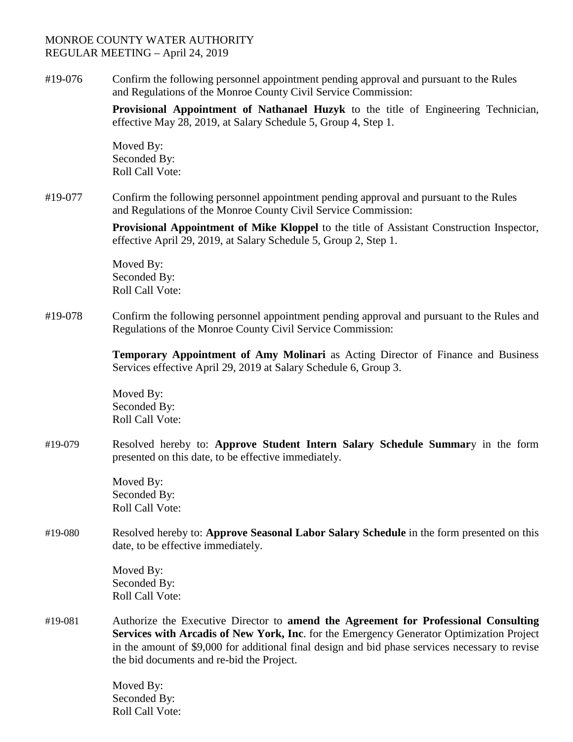MONROE COUNTY WATER AUTHORITY
REGULAR MEETING – April 24, 2019

#19-076 Confirm the following personnel appointment pending approval and pursuant to the Rules and Regulations of the Monroe County Civil Service Commission:

**Provisional Appointment of Nathanael Huzyk** to the title of Engineering Technician, effective May 28, 2019, at Salary Schedule 5, Group 4, Step 1.

Moved By:
Seconded By:
Roll Call Vote:

#19-077 Confirm the following personnel appointment pending approval and pursuant to the Rules and Regulations of the Monroe County Civil Service Commission:

**Provisional Appointment of Mike Kloppel** to the title of Assistant Construction Inspector, effective April 29, 2019, at Salary Schedule 5, Group 2, Step 1.

Moved By:
Seconded By:
Roll Call Vote:

#19-078 Confirm the following personnel appointment pending approval and pursuant to the Rules and Regulations of the Monroe County Civil Service Commission:

**Temporary Appointment of Amy Molinari** as Acting Director of Finance and Business Services effective April 29, 2019 at Salary Schedule 6, Group 3.

Moved By:
Seconded By:
Roll Call Vote:

#19-079 Resolved hereby to: **Approve Student Intern Salary Schedule Summar**y in the form presented on this date, to be effective immediately.

Moved By:
Seconded By:
Roll Call Vote:

#19-080 Resolved hereby to: **Approve Seasonal Labor Salary Schedule** in the form presented on this date, to be effective immediately.

Moved By:
Seconded By:
Roll Call Vote:

#19-081 Authorize the Executive Director to **amend the Agreement for Professional Consulting Services with Arcadis of New York, Inc**. for the Emergency Generator Optimization Project in the amount of $9,000 for additional final design and bid phase services necessary to revise the bid documents and re-bid the Project.

Moved By:
Seconded By:
Roll Call Vote: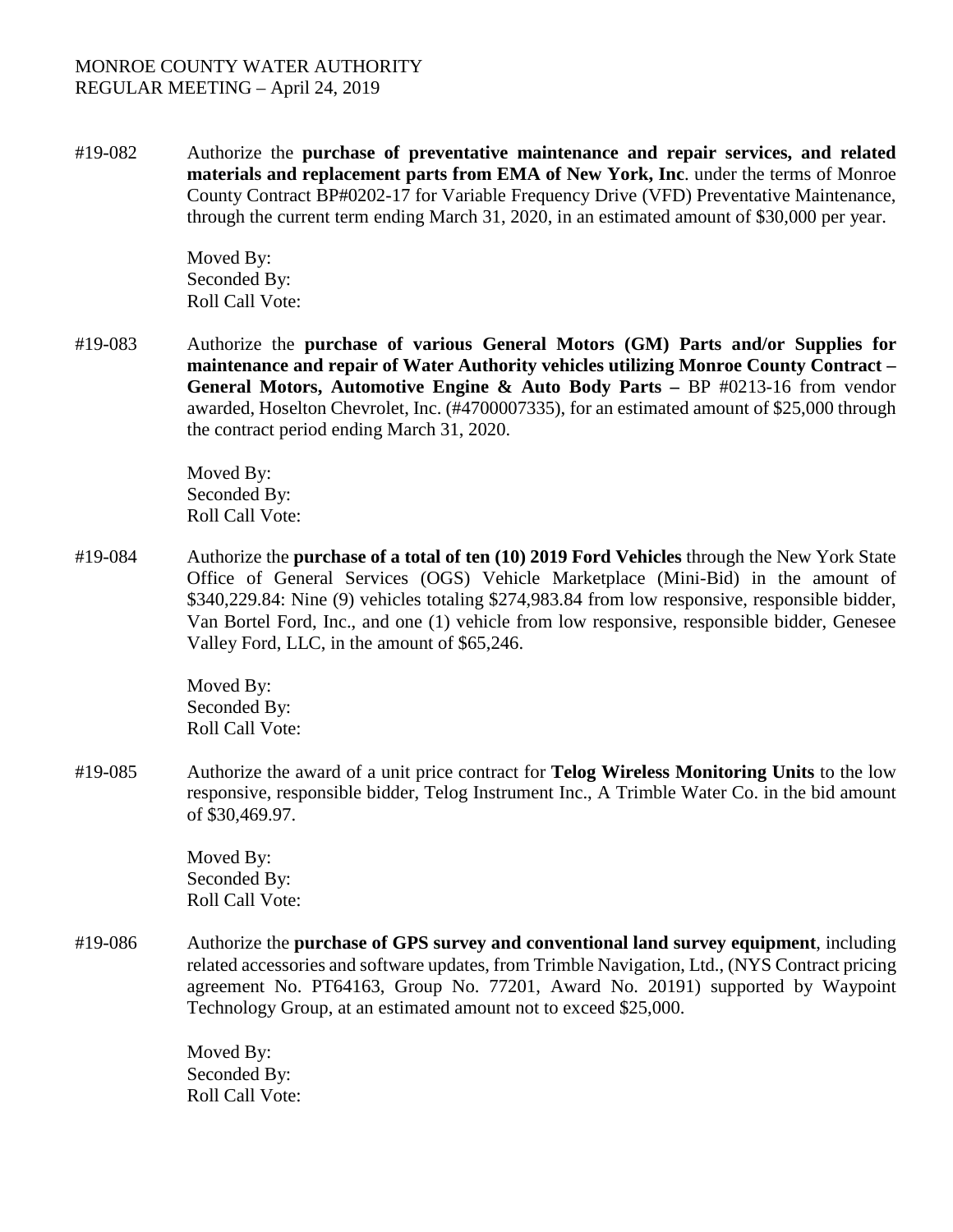MONROE COUNTY WATER AUTHORITY
REGULAR MEETING – April 24, 2019

#19-082 Authorize the **purchase of preventative maintenance and repair services, and related materials and replacement parts from EMA of New York, Inc**. under the terms of Monroe County Contract BP#0202-17 for Variable Frequency Drive (VFD) Preventative Maintenance, through the current term ending March 31, 2020, in an estimated amount of $30,000 per year.

Moved By:
Seconded By:
Roll Call Vote:

#19-083 Authorize the **purchase of various General Motors (GM) Parts and/or Supplies for maintenance and repair of Water Authority vehicles utilizing Monroe County Contract – General Motors, Automotive Engine & Auto Body Parts –** BP #0213-16 from vendor awarded, Hoselton Chevrolet, Inc. (#4700007335), for an estimated amount of $25,000 through the contract period ending March 31, 2020.

Moved By:
Seconded By:
Roll Call Vote:

#19-084 Authorize the **purchase of a total of ten (10) 2019 Ford Vehicles** through the New York State Office of General Services (OGS) Vehicle Marketplace (Mini-Bid) in the amount of $340,229.84: Nine (9) vehicles totaling $274,983.84 from low responsive, responsible bidder, Van Bortel Ford, Inc., and one (1) vehicle from low responsive, responsible bidder, Genesee Valley Ford, LLC, in the amount of $65,246.

Moved By:
Seconded By:
Roll Call Vote:

#19-085 Authorize the award of a unit price contract for **Telog Wireless Monitoring Units** to the low responsive, responsible bidder, Telog Instrument Inc., A Trimble Water Co. in the bid amount of $30,469.97.

Moved By:
Seconded By:
Roll Call Vote:

#19-086 Authorize the **purchase of GPS survey and conventional land survey equipment**, including related accessories and software updates, from Trimble Navigation, Ltd., (NYS Contract pricing agreement No. PT64163, Group No. 77201, Award No. 20191) supported by Waypoint Technology Group, at an estimated amount not to exceed $25,000.

Moved By:
Seconded By:
Roll Call Vote: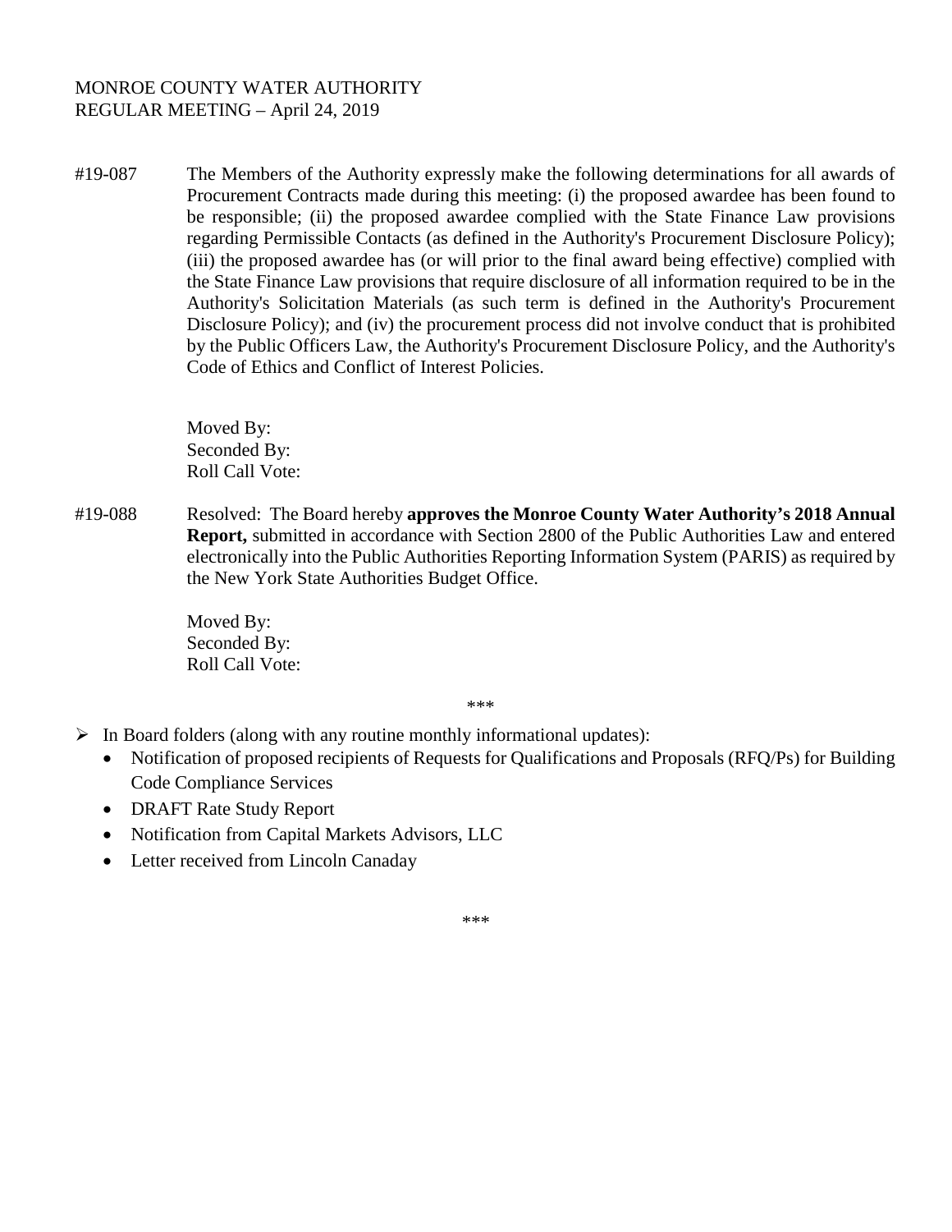MONROE COUNTY WATER AUTHORITY
REGULAR MEETING – April 24, 2019

#19-087 The Members of the Authority expressly make the following determinations for all awards of Procurement Contracts made during this meeting: (i) the proposed awardee has been found to be responsible; (ii) the proposed awardee complied with the State Finance Law provisions regarding Permissible Contacts (as defined in the Authority's Procurement Disclosure Policy); (iii) the proposed awardee has (or will prior to the final award being effective) complied with the State Finance Law provisions that require disclosure of all information required to be in the Authority's Solicitation Materials (as such term is defined in the Authority's Procurement Disclosure Policy); and (iv) the procurement process did not involve conduct that is prohibited by the Public Officers Law, the Authority's Procurement Disclosure Policy, and the Authority's Code of Ethics and Conflict of Interest Policies.

Moved By:
Seconded By:
Roll Call Vote:

#19-088 Resolved: The Board hereby **approves the Monroe County Water Authority's 2018 Annual Report,** submitted in accordance with Section 2800 of the Public Authorities Law and entered electronically into the Public Authorities Reporting Information System (PARIS) as required by the New York State Authorities Budget Office.

Moved By:
Seconded By:
Roll Call Vote:

\*\*\*

- In Board folders (along with any routine monthly informational updates):
  - Notification of proposed recipients of Requests for Qualifications and Proposals (RFQ/Ps) for Building Code Compliance Services
  - DRAFT Rate Study Report
  - Notification from Capital Markets Advisors, LLC
  - Letter received from Lincoln Canaday

\*\*\*